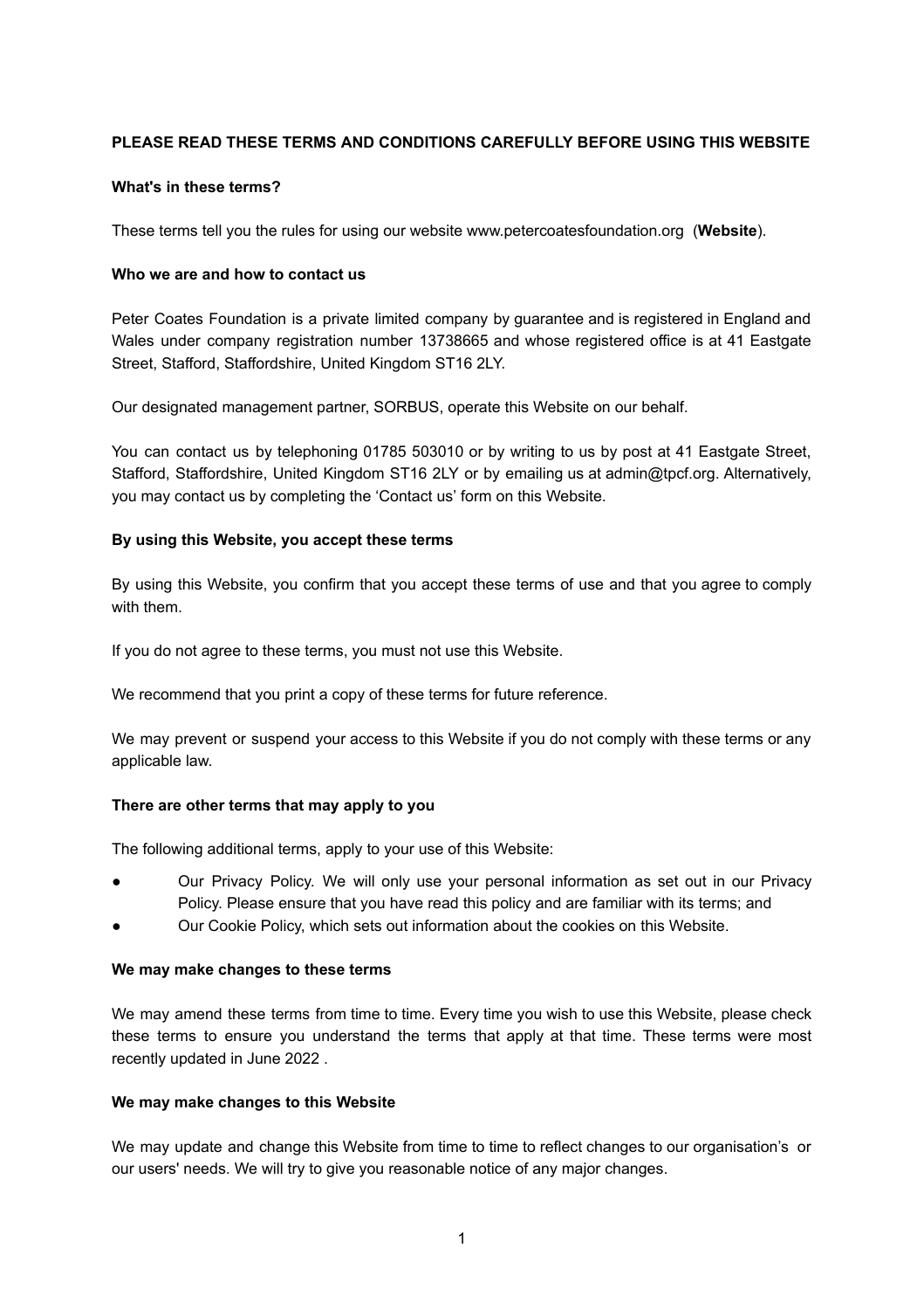**PLEASE READ THESE TERMS AND CONDITIONS CAREFULLY BEFORE USING THIS WEBSITE**

**What's in these terms?**

These terms tell you the rules for using our website www.petercoatesfoundation.org (**Website**).

**Who we are and how to contact us**

Peter Coates Foundation is a private limited company by guarantee and is registered in England and Wales under company registration number 13738665 and whose registered office is at 41 Eastgate Street, Stafford, Staffordshire, United Kingdom ST16 2LY.

Our designated management partner, SORBUS, operate this Website on our behalf.

You can contact us by telephoning 01785 503010 or by writing to us by post at 41 Eastgate Street, Stafford, Staffordshire, United Kingdom ST16 2LY or by emailing us at admin@tpcf.org. Alternatively, you may contact us by completing the 'Contact us' form on this Website.

**By using this Website, you accept these terms**

By using this Website, you confirm that you accept these terms of use and that you agree to comply with them.

If you do not agree to these terms, you must not use this Website.

We recommend that you print a copy of these terms for future reference.

We may prevent or suspend your access to this Website if you do not comply with these terms or any applicable law.

**There are other terms that may apply to you**

The following additional terms, apply to your use of this Website:

- Our Privacy Policy. We will only use your personal information as set out in our Privacy Policy. Please ensure that you have read this policy and are familiar with its terms; and
- Our Cookie Policy, which sets out information about the cookies on this Website.

**We may make changes to these terms**

We may amend these terms from time to time. Every time you wish to use this Website, please check these terms to ensure you understand the terms that apply at that time. These terms were most recently updated in June 2022 .

**We may make changes to this Website**

We may update and change this Website from time to time to reflect changes to our organisation's or our users' needs. We will try to give you reasonable notice of any major changes.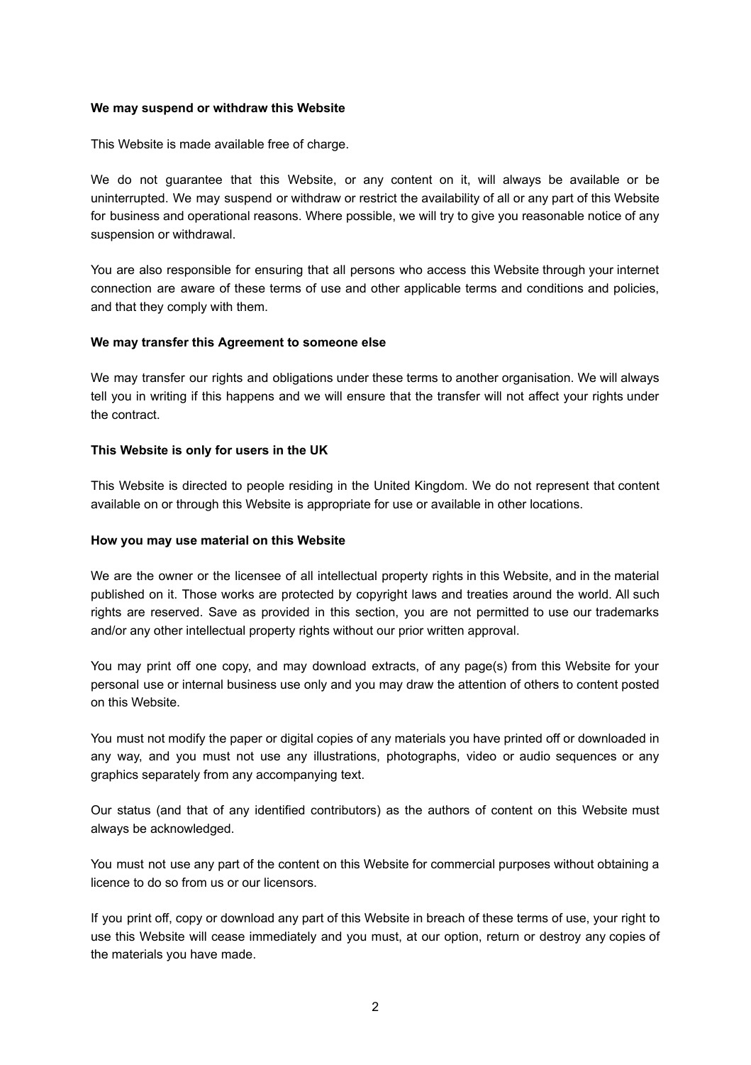**We may suspend or withdraw this Website**

This Website is made available free of charge.

We do not guarantee that this Website, or any content on it, will always be available or be uninterrupted. We may suspend or withdraw or restrict the availability of all or any part of this Website for business and operational reasons. Where possible, we will try to give you reasonable notice of any suspension or withdrawal.

You are also responsible for ensuring that all persons who access this Website through your internet connection are aware of these terms of use and other applicable terms and conditions and policies, and that they comply with them.

**We may transfer this Agreement to someone else**

We may transfer our rights and obligations under these terms to another organisation. We will always tell you in writing if this happens and we will ensure that the transfer will not affect your rights under the contract.

**This Website is only for users in the UK**

This Website is directed to people residing in the United Kingdom. We do not represent that content available on or through this Website is appropriate for use or available in other locations.

**How you may use material on this Website**

We are the owner or the licensee of all intellectual property rights in this Website, and in the material published on it. Those works are protected by copyright laws and treaties around the world. All such rights are reserved. Save as provided in this section, you are not permitted to use our trademarks and/or any other intellectual property rights without our prior written approval.

You may print off one copy, and may download extracts, of any page(s) from this Website for your personal use or internal business use only and you may draw the attention of others to content posted on this Website.

You must not modify the paper or digital copies of any materials you have printed off or downloaded in any way, and you must not use any illustrations, photographs, video or audio sequences or any graphics separately from any accompanying text.

Our status (and that of any identified contributors) as the authors of content on this Website must always be acknowledged.

You must not use any part of the content on this Website for commercial purposes without obtaining a licence to do so from us or our licensors.

If you print off, copy or download any part of this Website in breach of these terms of use, your right to use this Website will cease immediately and you must, at our option, return or destroy any copies of the materials you have made.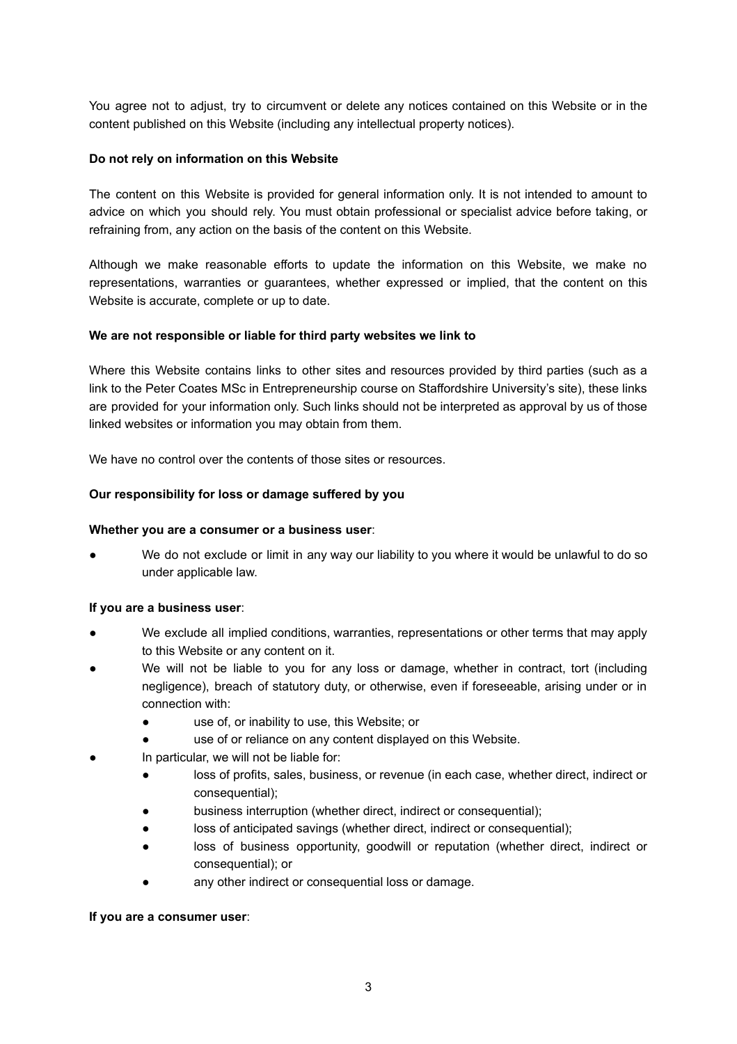You agree not to adjust, try to circumvent or delete any notices contained on this Website or in the content published on this Website (including any intellectual property notices).

**Do not rely on information on this Website**

The content on this Website is provided for general information only. It is not intended to amount to advice on which you should rely. You must obtain professional or specialist advice before taking, or refraining from, any action on the basis of the content on this Website.

Although we make reasonable efforts to update the information on this Website, we make no representations, warranties or guarantees, whether expressed or implied, that the content on this Website is accurate, complete or up to date.

**We are not responsible or liable for third party websites we link to**

Where this Website contains links to other sites and resources provided by third parties (such as a link to the Peter Coates MSc in Entrepreneurship course on Staffordshire University's site), these links are provided for your information only. Such links should not be interpreted as approval by us of those linked websites or information you may obtain from them.

We have no control over the contents of those sites or resources.

**Our responsibility for loss or damage suffered by you**

**Whether you are a consumer or a business user**:

- We do not exclude or limit in any way our liability to you where it would be unlawful to do so under applicable law.

**If you are a business user**:

- We exclude all implied conditions, warranties, representations or other terms that may apply to this Website or any content on it.
- We will not be liable to you for any loss or damage, whether in contract, tort (including negligence), breach of statutory duty, or otherwise, even if foreseeable, arising under or in connection with:
    - use of, or inability to use, this Website; or
    - use of or reliance on any content displayed on this Website.
- In particular, we will not be liable for:
    - loss of profits, sales, business, or revenue (in each case, whether direct, indirect or consequential);
    - business interruption (whether direct, indirect or consequential);
    - loss of anticipated savings (whether direct, indirect or consequential);
    - loss of business opportunity, goodwill or reputation (whether direct, indirect or consequential); or
    - any other indirect or consequential loss or damage.

**If you are a consumer user**: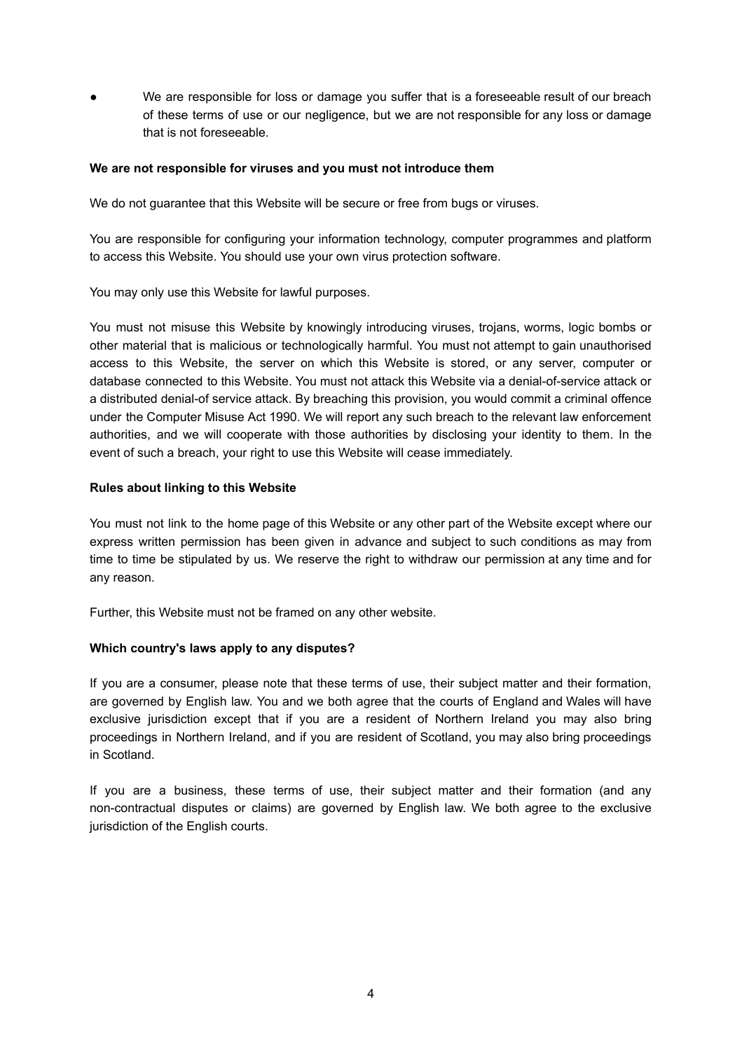- We are responsible for loss or damage you suffer that is a foreseeable result of our breach of these terms of use or our negligence, but we are not responsible for any loss or damage that is not foreseeable.

**We are not responsible for viruses and you must not introduce them**

We do not guarantee that this Website will be secure or free from bugs or viruses.

You are responsible for configuring your information technology, computer programmes and platform to access this Website. You should use your own virus protection software.

You may only use this Website for lawful purposes.

You must not misuse this Website by knowingly introducing viruses, trojans, worms, logic bombs or other material that is malicious or technologically harmful. You must not attempt to gain unauthorised access to this Website, the server on which this Website is stored, or any server, computer or database connected to this Website. You must not attack this Website via a denial-of-service attack or a distributed denial-of service attack. By breaching this provision, you would commit a criminal offence under the Computer Misuse Act 1990. We will report any such breach to the relevant law enforcement authorities, and we will cooperate with those authorities by disclosing your identity to them. In the event of such a breach, your right to use this Website will cease immediately.

**Rules about linking to this Website**

You must not link to the home page of this Website or any other part of the Website except where our express written permission has been given in advance and subject to such conditions as may from time to time be stipulated by us. We reserve the right to withdraw our permission at any time and for any reason.

Further, this Website must not be framed on any other website.

**Which country's laws apply to any disputes?**

If you are a consumer, please note that these terms of use, their subject matter and their formation, are governed by English law. You and we both agree that the courts of England and Wales will have exclusive jurisdiction except that if you are a resident of Northern Ireland you may also bring proceedings in Northern Ireland, and if you are resident of Scotland, you may also bring proceedings in Scotland.

If you are a business, these terms of use, their subject matter and their formation (and any non-contractual disputes or claims) are governed by English law. We both agree to the exclusive jurisdiction of the English courts.